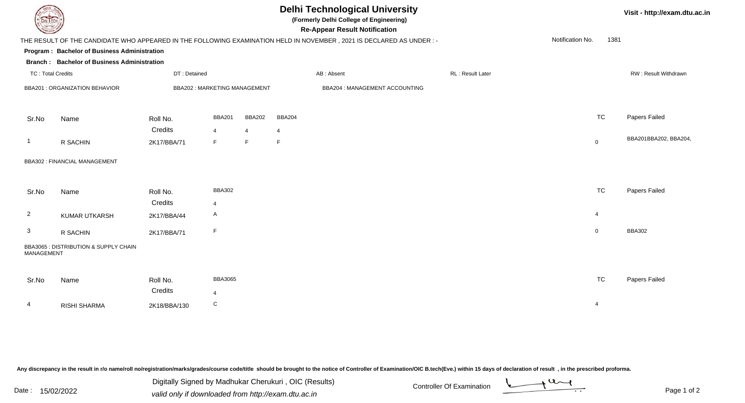# Delhi Technological University

**(Formerly Delhi College of Engineering)**

**Re-Appear Result Notification**

Visit - http://exam.dtu.ac.in

THE RESULT OF THE CANDIDATE WHO APPEARED IN THE FOLLOWING EXAMINATION HELD IN NOVEMBER , 2021 IS DECLARED AS UNDER : -

Notification No. 1381

**Program : Bachelor of Business Administration**

**Branch : Bachelor of Business Administration**

TC : Total Credits | DT : Detained | AB : Absent | RL : Result Later | RW : Result Withdrawn

BBA201 : ORGANIZATION BEHAVIOR | BBA202 : MARKETING MANAGEMENT | BBA204 : MANAGEMENT ACCOUNTING

| Sr.No | Name | Roll No. | BBA201 | BBA202 | BBA204 | TC | Papers Failed |
|---|---|---|---|---|---|---|---|
| | | Credits | 4 | 4 | 4 | | |
| 1 | R SACHIN | 2K17/BBA/71 | F | F | F | 0 | BBA201BBA202, BBA204, |

BBA302 : FINANCIAL MANAGEMENT

| Sr.No | Name | Roll No. | BBA302 | TC | Papers Failed |
|---|---|---|---|---|---|
| | | Credits | 4 | | |
| 2 | KUMAR UTKARSH | 2K17/BBA/44 | A | 4 | |
| 3 | R SACHIN | 2K17/BBA/71 | F | 0 | BBA302 |

BBA3065 : DISTRIBUTION & SUPPLY CHAIN MANAGEMENT

| Sr.No | Name | Roll No. | BBA3065 | TC | Papers Failed |
|---|---|---|---|---|---|
| | | Credits | 4 | | |
| 4 | RISHI SHARMA | 2K18/BBA/130 | C | 4 | |

Any discrepancy in the result in r/o name/roll no/registration/marks/grades/course code/title should be brought to the notice of Controller of Examination/OIC B.tech(Eve.) within 15 days of declaration of result , in the prescribed proforma.

Date : 15/02/2022

Digitally Signed by Madhukar Cherukuri , OIC (Results)
valid only if downloaded from http://exam.dtu.ac.in

Controller Of Examination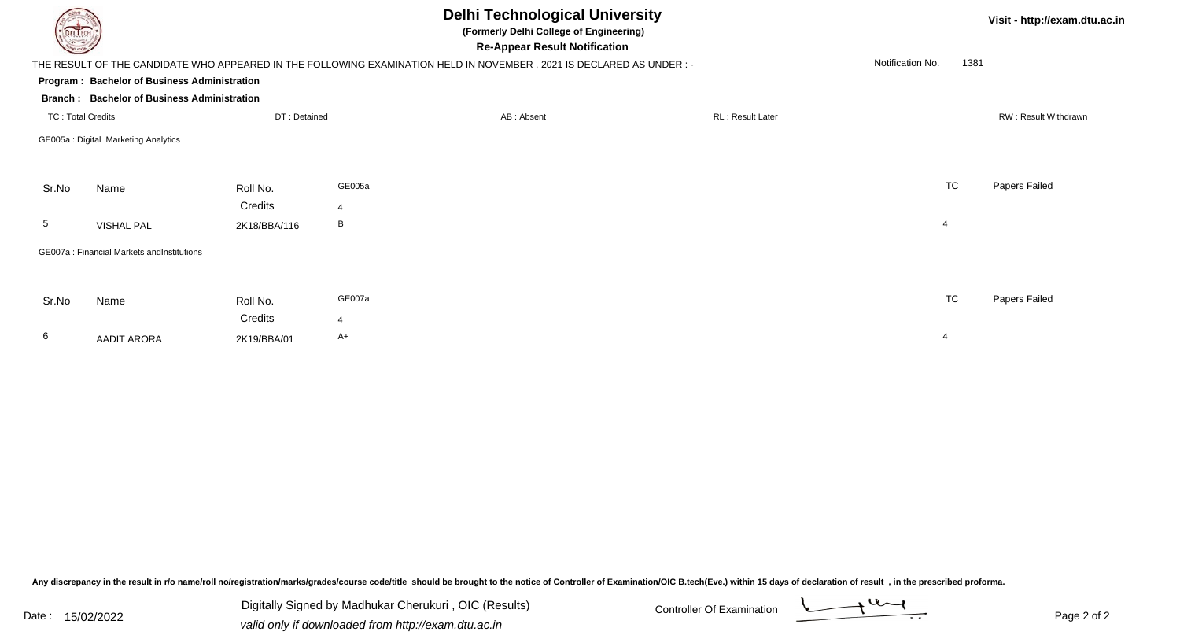# Delhi Technological University

**(Formerly Delhi College of Engineering)**

**Re-Appear Result Notification**

Visit - http://exam.dtu.ac.in

THE RESULT OF THE CANDIDATE WHO APPEARED IN THE FOLLOWING EXAMINATION HELD IN NOVEMBER , 2021 IS DECLARED AS UNDER : -

Notification No. 1381

**Program : Bachelor of Business Administration**

**Branch : Bachelor of Business Administration**

TC : Total Credits | DT : Detained | AB : Absent | RL : Result Later | RW : Result Withdrawn

GE005a : Digital Marketing Analytics

| Sr.No | Name | Roll No. | GE005a | TC | Papers Failed |
|---|---|---|---|---|---|
| | | Credits | 4 | | |
| 5 | VISHAL PAL | 2K18/BBA/116 | B | 4 | |

GE007a : Financial Markets andInstitutions

| Sr.No | Name | Roll No. | GE007a | TC | Papers Failed |
|---|---|---|---|---|---|
| | | Credits | 4 | | |
| 6 | AADIT ARORA | 2K19/BBA/01 | A+ | 4 | |

Any discrepancy in the result in r/o name/roll no/registration/marks/grades/course code/title should be brought to the notice of Controller of Examination/OIC B.tech(Eve.) within 15 days of declaration of result , in the prescribed proforma.

Date : 15/02/2022

Digitally Signed by Madhukar Cherukuri , OIC (Results)

*valid only if downloaded from http://exam.dtu.ac.in*

Controller Of Examination